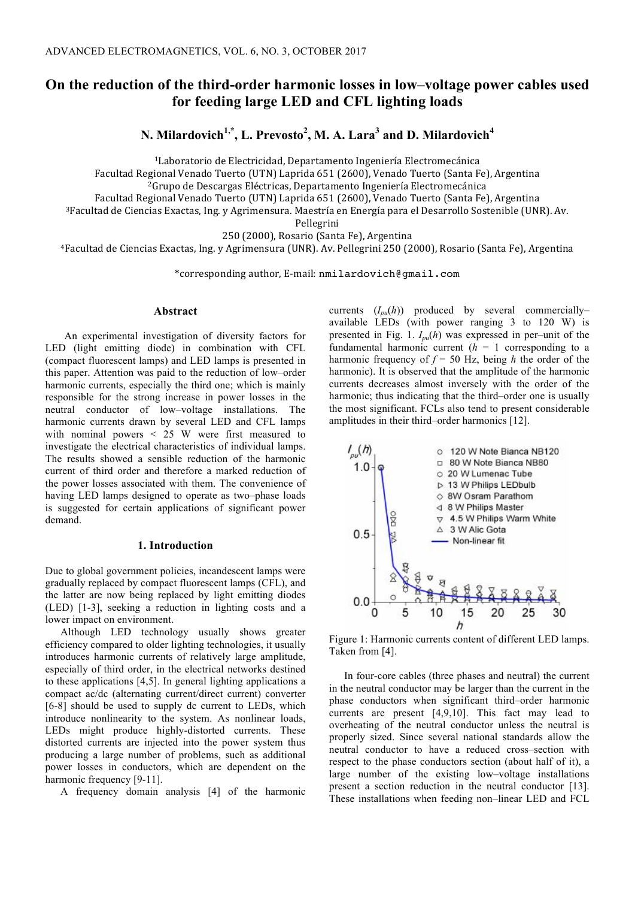# On the reduction of the third-order harmonic losses in low–voltage power cables used for feeding large LED and CFL lighting loads

**N. Milardovich[1,*], L. Prevosto[2], M. A. Lara[3] and D. Milardovich[4]**

[1]Laboratorio de Electricidad, Departamento Ingeniería Electromecánica
Facultad Regional Venado Tuerto (UTN) Laprida 651 (2600), Venado Tuerto (Santa Fe), Argentina
[2]Grupo de Descargas Eléctricas, Departamento Ingeniería Electromecánica
Facultad Regional Venado Tuerto (UTN) Laprida 651 (2600), Venado Tuerto (Santa Fe), Argentina
[3]Facultad de Ciencias Exactas, Ing. y Agrimensura. Maestría en Energía para el Desarrollo Sostenible (UNR). Av. Pellegrini
250 (2000), Rosario (Santa Fe), Argentina
[4]Facultad de Ciencias Exactas, Ing. y Agrimensura (UNR). Av. Pellegrini 250 (2000), Rosario (Santa Fe), Argentina

*corresponding author, E-mail: nmilardovich@gmail.com

## Abstract

An experimental investigation of diversity factors for LED (light emitting diode) in combination with CFL (compact fluorescent lamps) and LED lamps is presented in this paper. Attention was paid to the reduction of low–order harmonic currents, especially the third one; which is mainly responsible for the strong increase in power losses in the neutral conductor of low–voltage installations. The harmonic currents drawn by several LED and CFL lamps with nominal powers < 25 W were first measured to investigate the electrical characteristics of individual lamps. The results showed a sensible reduction of the harmonic current of third order and therefore a marked reduction of the power losses associated with them. The convenience of having LED lamps designed to operate as two–phase loads is suggested for certain applications of significant power demand.

## 1. Introduction

Due to global government policies, incandescent lamps were gradually replaced by compact fluorescent lamps (CFL), and the latter are now being replaced by light emitting diodes (LED) [1-3], seeking a reduction in lighting costs and a lower impact on environment.

Although LED technology usually shows greater efficiency compared to older lighting technologies, it usually introduces harmonic currents of relatively large amplitude, especially of third order, in the electrical networks destined to these applications [4,5]. In general lighting applications a compact ac/dc (alternating current/direct current) converter [6-8] should be used to supply dc current to LEDs, which introduce nonlinearity to the system. As nonlinear loads, LEDs might produce highly-distorted currents. These distorted currents are injected into the power system thus producing a large number of problems, such as additional power losses in conductors, which are dependent on the harmonic frequency [9-11].

A frequency domain analysis [4] of the harmonic currents ($I_{pu}(h)$) produced by several commercially–available LEDs (with power ranging 3 to 120 W) is presented in Fig. 1. $I_{pu}(h)$ was expressed in per–unit of the fundamental harmonic current ($h$ = 1 corresponding to a harmonic frequency of $f$ = 50 Hz, being $h$ the order of the harmonic). It is observed that the amplitude of the harmonic currents decreases almost inversely with the order of the harmonic; thus indicating that the third–order one is usually the most significant. FCLs also tend to present considerable amplitudes in their third–order harmonics [12].

$I_{pu}(h)$
1.0
0.5
0.0
0 5 10 15 20 25 30
$h$
120 W Note Bianca NB120
80 W Note Bianca NB80
20 W Lumenac Tube
13 W Philips LEDbulb
8W Osram Parathom
8 W Philips Master
4.5 W Philips Warm White
3 W Alic Gota
Non-linear fit

Figure 1: Harmonic currents content of different LED lamps. Taken from [4].

In four-core cables (three phases and neutral) the current in the neutral conductor may be larger than the current in the phase conductors when significant third–order harmonic currents are present [4,9,10]. This fact may lead to overheating of the neutral conductor unless the neutral is properly sized. Since several national standards allow the neutral conductor to have a reduced cross–section with respect to the phase conductors section (about half of it), a large number of the existing low–voltage installations present a section reduction in the neutral conductor [13]. These installations when feeding non–linear LED and FCL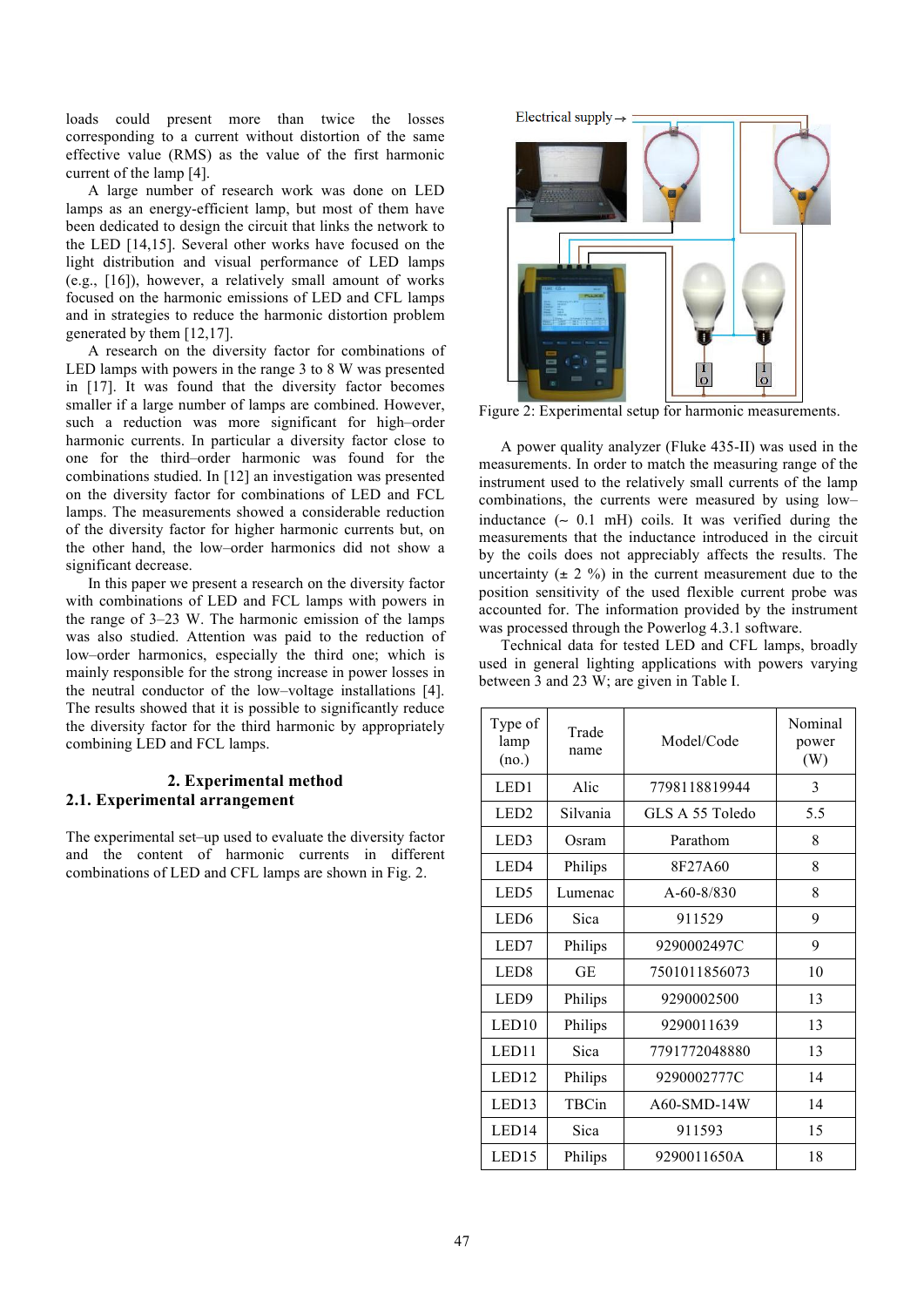loads could present more than twice the losses corresponding to a current without distortion of the same effective value (RMS) as the value of the first harmonic current of the lamp [4].

A large number of research work was done on LED lamps as an energy-efficient lamp, but most of them have been dedicated to design the circuit that links the network to the LED [14,15]. Several other works have focused on the light distribution and visual performance of LED lamps (e.g., [16]), however, a relatively small amount of works focused on the harmonic emissions of LED and CFL lamps and in strategies to reduce the harmonic distortion problem generated by them [12,17].

A research on the diversity factor for combinations of LED lamps with powers in the range 3 to 8 W was presented in [17]. It was found that the diversity factor becomes smaller if a large number of lamps are combined. However, such a reduction was more significant for high–order harmonic currents. In particular a diversity factor close to one for the third–order harmonic was found for the combinations studied. In [12] an investigation was presented on the diversity factor for combinations of LED and FCL lamps. The measurements showed a considerable reduction of the diversity factor for higher harmonic currents but, on the other hand, the low–order harmonics did not show a significant decrease.

In this paper we present a research on the diversity factor with combinations of LED and FCL lamps with powers in the range of 3–23 W. The harmonic emission of the lamps was also studied. Attention was paid to the reduction of low–order harmonics, especially the third one; which is mainly responsible for the strong increase in power losses in the neutral conductor of the low–voltage installations [4]. The results showed that it is possible to significantly reduce the diversity factor for the third harmonic by appropriately combining LED and FCL lamps.

## 2. Experimental method

### 2.1. Experimental arrangement

The experimental set–up used to evaluate the diversity factor and the content of harmonic currents in different combinations of LED and CFL lamps are shown in Fig. 2.

Electrical supply →

Figure 2: Experimental setup for harmonic measurements.

A power quality analyzer (Fluke 435-II) was used in the measurements. In order to match the measuring range of the instrument used to the relatively small currents of the lamp combinations, the currents were measured by using low–inductance (~ 0.1 mH) coils. It was verified during the measurements that the inductance introduced in the circuit by the coils does not appreciably affects the results. The uncertainty (± 2 %) in the current measurement due to the position sensitivity of the used flexible current probe was accounted for. The information provided by the instrument was processed through the Powerlog 4.3.1 software.

Technical data for tested LED and CFL lamps, broadly used in general lighting applications with powers varying between 3 and 23 W; are given in Table I.

| Type of lamp (no.) | Trade name | Model/Code | Nominal power (W) |
|---|---|---|---|
| LED1 | Alic | 7798118819944 | 3 |
| LED2 | Silvania | GLS A 55 Toledo | 5.5 |
| LED3 | Osram | Parathom | 8 |
| LED4 | Philips | 8F27A60 | 8 |
| LED5 | Lumenac | A-60-8/830 | 8 |
| LED6 | Sica | 911529 | 9 |
| LED7 | Philips | 9290002497C | 9 |
| LED8 | GE | 7501011856073 | 10 |
| LED9 | Philips | 9290002500 | 13 |
| LED10 | Philips | 9290011639 | 13 |
| LED11 | Sica | 7791772048880 | 13 |
| LED12 | Philips | 9290002777C | 14 |
| LED13 | TBCin | A60-SMD-14W | 14 |
| LED14 | Sica | 911593 | 15 |
| LED15 | Philips | 9290011650A | 18 |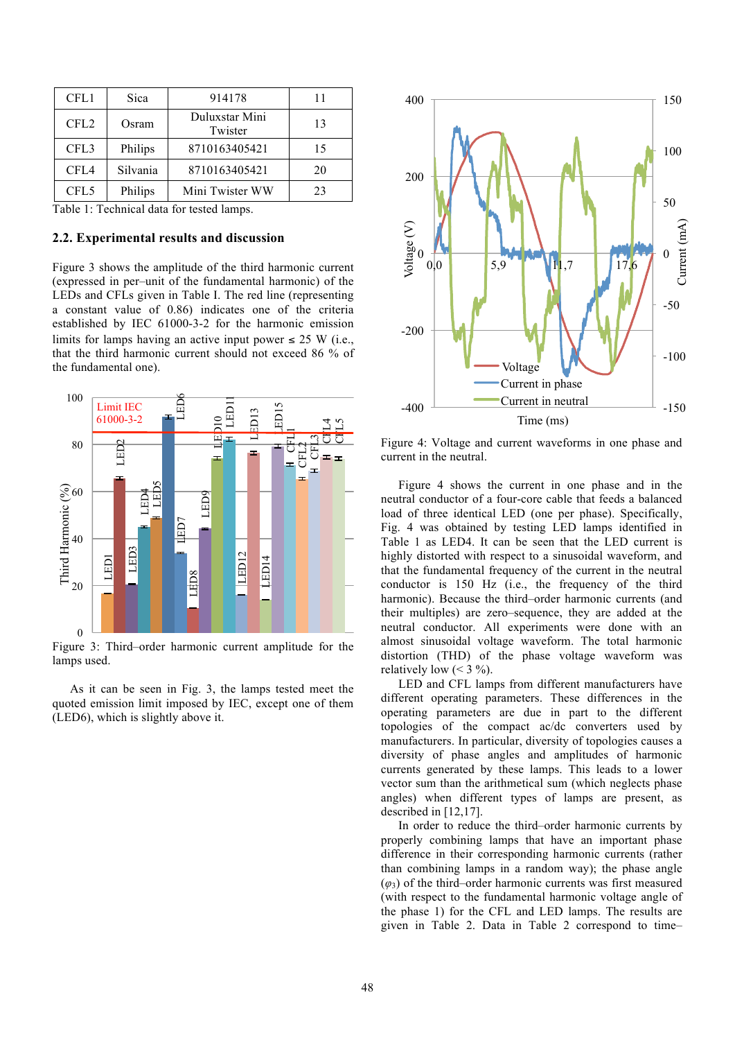| | | | |
|---|---|---|---|
| CFL1 | Sica | 914178 | 11 |
| CFL2 | Osram | Duluxstar Mini Twister | 13 |
| CFL3 | Philips | 8710163405421 | 15 |
| CFL4 | Silvania | 8710163405421 | 20 |
| CFL5 | Philips | Mini Twister WW | 23 |

Table 1: Technical data for tested lamps.

### 2.2. Experimental results and discussion

Figure 3 shows the amplitude of the third harmonic current (expressed in per–unit of the fundamental harmonic) of the LEDs and CFLs given in Table I. The red line (representing a constant value of 0.86) indicates one of the criteria established by IEC 61000-3-2 for the harmonic emission limits for lamps having an active input power ≤ 25 W (i.e., that the third harmonic current should not exceed 86 % of the fundamental one).

Third Harmonic (%)
100
80
60
40
20
0
Limit IEC 61000-3-2
LED1
LED2
LED3
LED4
LED5
LED6
LED7
LED8
LED9
LED10
LED11
LED12
LED13
LED14
LED15
CFL1
CFL2
CFL3
CFL4
CFL5

Figure 3: Third–order harmonic current amplitude for the lamps used.

As it can be seen in Fig. 3, the lamps tested meet the quoted emission limit imposed by IEC, except one of them (LED6), which is slightly above it.

Voltage (V)
400
200
0
-200
-400
Current (mA)
150
100
50
0
-50
-100
-150
0,0
5,9
11,7
17,6
Time (ms)
Voltage
Current in phase
Current in neutral

Figure 4: Voltage and current waveforms in one phase and current in the neutral.

Figure 4 shows the current in one phase and in the neutral conductor of a four-core cable that feeds a balanced load of three identical LED (one per phase). Specifically, Fig. 4 was obtained by testing LED lamps identified in Table 1 as LED4. It can be seen that the LED current is highly distorted with respect to a sinusoidal waveform, and that the fundamental frequency of the current in the neutral conductor is 150 Hz (i.e., the frequency of the third harmonic). Because the third–order harmonic currents (and their multiples) are zero–sequence, they are added at the neutral conductor. All experiments were done with an almost sinusoidal voltage waveform. The total harmonic distortion (THD) of the phase voltage waveform was relatively low (< 3 %).

LED and CFL lamps from different manufacturers have different operating parameters. These differences in the operating parameters are due in part to the different topologies of the compact ac/dc converters used by manufacturers. In particular, diversity of topologies causes a diversity of phase angles and amplitudes of harmonic currents generated by these lamps. This leads to a lower vector sum than the arithmetical sum (which neglects phase angles) when different types of lamps are present, as described in [12,17].

In order to reduce the third–order harmonic currents by properly combining lamps that have an important phase difference in their corresponding harmonic currents (rather than combining lamps in a random way); the phase angle ($\varphi_3$) of the third–order harmonic currents was first measured (with respect to the fundamental harmonic voltage angle of the phase 1) for the CFL and LED lamps. The results are given in Table 2. Data in Table 2 correspond to time–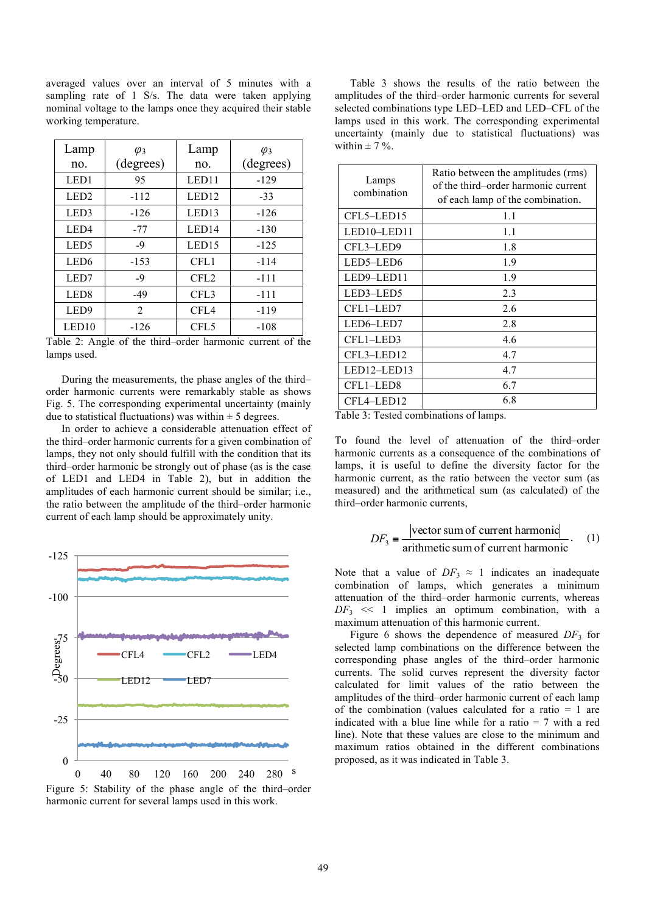averaged values over an interval of 5 minutes with a sampling rate of 1 S/s. The data were taken applying nominal voltage to the lamps once they acquired their stable working temperature.

| Lamp no. | $\varphi_3$ (degrees) | Lamp no. | $\varphi_3$ (degrees) |
|---|---|---|---|
| LED1 | 95 | LED11 | -129 |
| LED2 | -112 | LED12 | -33 |
| LED3 | -126 | LED13 | -126 |
| LED4 | -77 | LED14 | -130 |
| LED5 | -9 | LED15 | -125 |
| LED6 | -153 | CFL1 | -114 |
| LED7 | -9 | CFL2 | -111 |
| LED8 | -49 | CFL3 | -111 |
| LED9 | 2 | CFL4 | -119 |
| LED10 | -126 | CFL5 | -108 |

Table 2: Angle of the third–order harmonic current of the lamps used.

During the measurements, the phase angles of the third–order harmonic currents were remarkably stable as shows Fig. 5. The corresponding experimental uncertainty (mainly due to statistical fluctuations) was within ± 5 degrees.

In order to achieve a considerable attenuation effect of the third–order harmonic currents for a given combination of lamps, they not only should fulfill with the condition that its third–order harmonic be strongly out of phase (as is the case of LED1 and LED4 in Table 2), but in addition the amplitudes of each harmonic current should be similar; i.e., the ratio between the amplitude of the third–order harmonic current of each lamp should be approximately unity.

-125
-100
-75
-50
-25
0
Degrees
CFL4 CFL2 LED4
LED12 LED7
0 40 80 120 160 200 240 280 s

Figure 5: Stability of the phase angle of the third–order harmonic current for several lamps used in this work.

Table 3 shows the results of the ratio between the amplitudes of the third–order harmonic currents for several selected combinations type LED–LED and LED–CFL of the lamps used in this work. The corresponding experimental uncertainty (mainly due to statistical fluctuations) was within ± 7 %.

| Lamps combination | Ratio between the amplitudes (rms) of the third–order harmonic current of each lamp of the combination. |
|---|---|
| CFL5–LED15 | 1.1 |
| LED10–LED11 | 1.1 |
| CFL3–LED9 | 1.8 |
| LED5–LED6 | 1.9 |
| LED9–LED11 | 1.9 |
| LED3–LED5 | 2.3 |
| CFL1–LED7 | 2.6 |
| LED6–LED7 | 2.8 |
| CFL1–LED3 | 4.6 |
| CFL3–LED12 | 4.7 |
| LED12–LED13 | 4.7 |
| CFL1–LED8 | 6.7 |
| CFL4–LED12 | 6.8 |

Table 3: Tested combinations of lamps.

To found the level of attenuation of the third–order harmonic currents as a consequence of the combinations of lamps, it is useful to define the diversity factor for the harmonic current, as the ratio between the vector sum (as measured) and the arithmetical sum (as calculated) of the third–order harmonic currents,

$$DF_3 \equiv \frac{|\text{vector sum of current harmonic}|}{\text{arithmetic sum of current harmonic}}. \quad (1)$$

Note that a value of $DF_3 \approx 1$ indicates an inadequate combination of lamps, which generates a minimum attenuation of the third–order harmonic currents, whereas $DF_3 << 1$ implies an optimum combination, with a maximum attenuation of this harmonic current.

Figure 6 shows the dependence of measured $DF_3$ for selected lamp combinations on the difference between the corresponding phase angles of the third–order harmonic currents. The solid curves represent the diversity factor calculated for limit values of the ratio between the amplitudes of the third–order harmonic current of each lamp of the combination (values calculated for a ratio = 1 are indicated with a blue line while for a ratio = 7 with a red line). Note that these values are close to the minimum and maximum ratios obtained in the different combinations proposed, as it was indicated in Table 3.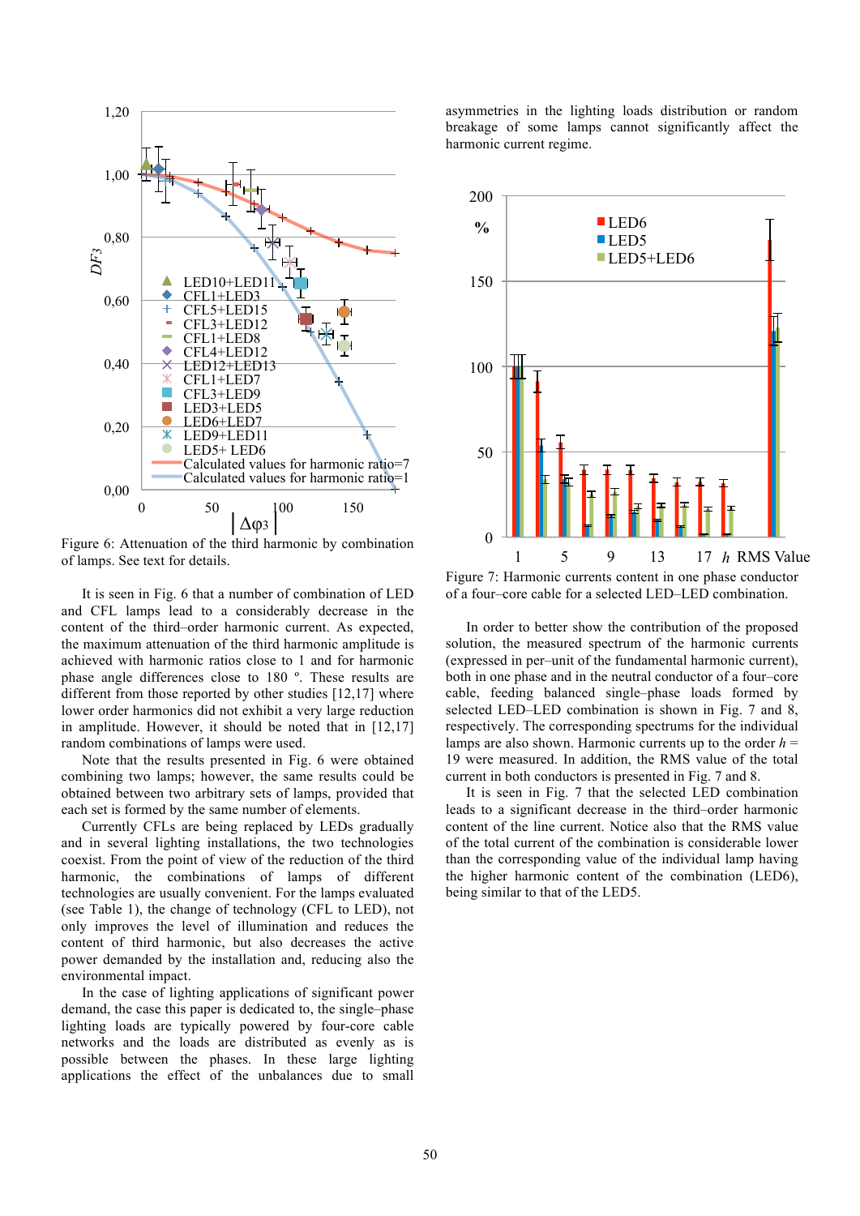1,20
1,00
0,80
0,60
0,40
0,20
0,00
DF3
0
50
100
150
|Δφ3|
LED10+LED11
CFL1+LED3
CFL5+LED15
CFL3+LED12
CFL1+LED8
CFL4+LED12
LED12+LED13
CFL1+LED7
CFL3+LED9
LED3+LED5
LED6+LED7
LED9+LED11
LED5+ LED6
Calculated values for harmonic ratio=7
Calculated values for harmonic ratio=1

Figure 6: Attenuation of the third harmonic by combination of lamps. See text for details.

It is seen in Fig. 6 that a number of combination of LED and CFL lamps lead to a considerably decrease in the content of the third–order harmonic current. As expected, the maximum attenuation of the third harmonic amplitude is achieved with harmonic ratios close to 1 and for harmonic phase angle differences close to 180 º. These results are different from those reported by other studies [12,17] where lower order harmonics did not exhibit a very large reduction in amplitude. However, it should be noted that in [12,17] random combinations of lamps were used.

Note that the results presented in Fig. 6 were obtained combining two lamps; however, the same results could be obtained between two arbitrary sets of lamps, provided that each set is formed by the same number of elements.

Currently CFLs are being replaced by LEDs gradually and in several lighting installations, the two technologies coexist. From the point of view of the reduction of the third harmonic, the combinations of lamps of different technologies are usually convenient. For the lamps evaluated (see Table 1), the change of technology (CFL to LED), not only improves the level of illumination and reduces the content of third harmonic, but also decreases the active power demanded by the installation and, reducing also the environmental impact.

In the case of lighting applications of significant power demand, the case this paper is dedicated to, the single–phase lighting loads are typically powered by four-core cable networks and the loads are distributed as evenly as is possible between the phases. In these large lighting applications the effect of the unbalances due to small asymmetries in the lighting loads distribution or random breakage of some lamps cannot significantly affect the harmonic current regime.

200
%
150
100
50
0
LED6
LED5
LED5+LED6
1
5
9
13
17
h
RMS Value

Figure 7: Harmonic currents content in one phase conductor of a four–core cable for a selected LED–LED combination.

In order to better show the contribution of the proposed solution, the measured spectrum of the harmonic currents (expressed in per–unit of the fundamental harmonic current), both in one phase and in the neutral conductor of a four–core cable, feeding balanced single–phase loads formed by selected LED–LED combination is shown in Fig. 7 and 8, respectively. The corresponding spectrums for the individual lamps are also shown. Harmonic currents up to the order $h$ = 19 were measured. In addition, the RMS value of the total current in both conductors is presented in Fig. 7 and 8.

It is seen in Fig. 7 that the selected LED combination leads to a significant decrease in the third–order harmonic content of the line current. Notice also that the RMS value of the total current of the combination is considerable lower than the corresponding value of the individual lamp having the higher harmonic content of the combination (LED6), being similar to that of the LED5.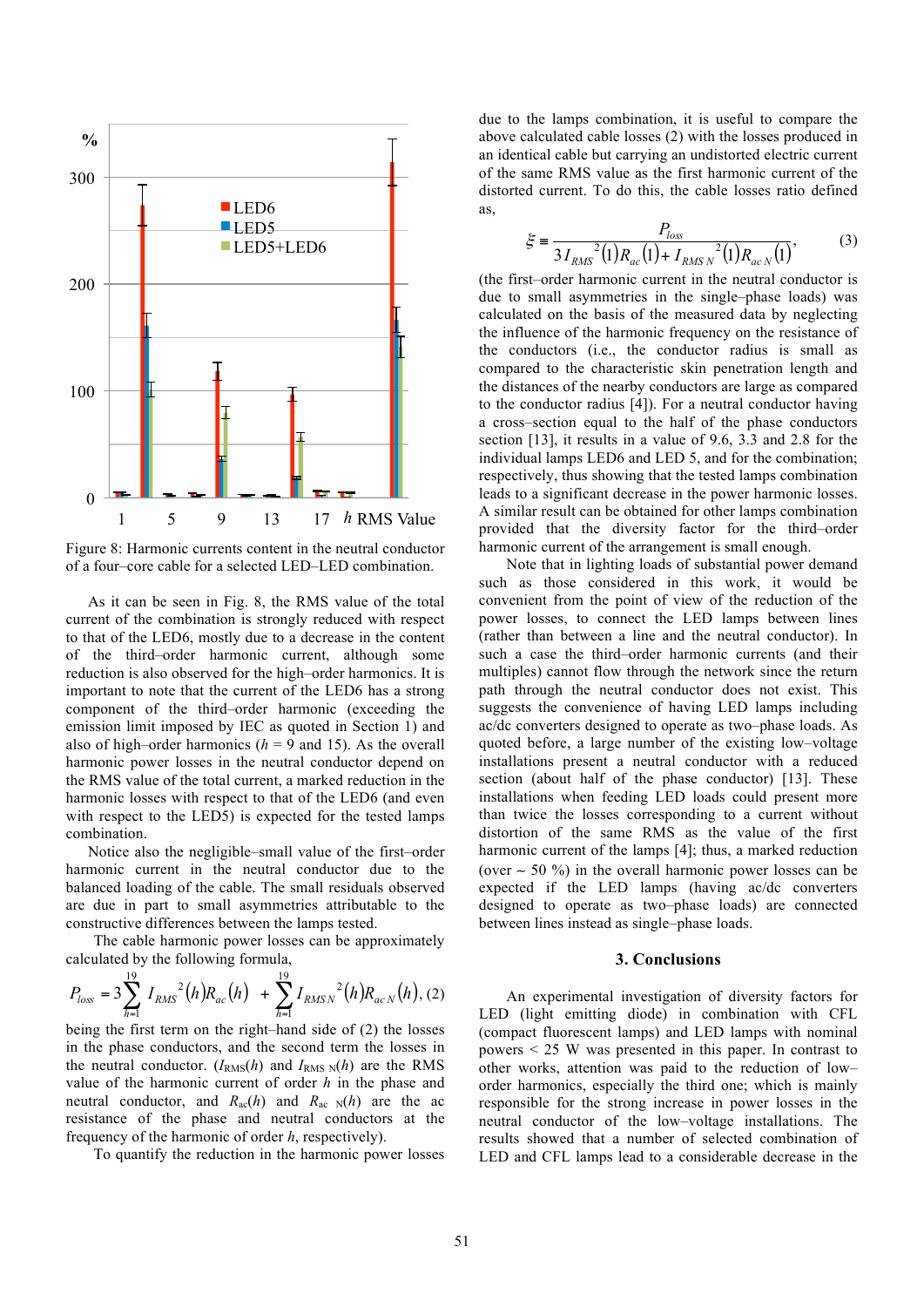%

300

200

100

0

1 5 9 13 17 *h* RMS Value

LED6

LED5

LED5+LED6

Figure 8: Harmonic currents content in the neutral conductor of a four–core cable for a selected LED–LED combination.

As it can be seen in Fig. 8, the RMS value of the total current of the combination is strongly reduced with respect to that of the LED6, mostly due to a decrease in the content of the third–order harmonic current, although some reduction is also observed for the high–order harmonics. It is important to note that the current of the LED6 has a strong component of the third–order harmonic (exceeding the emission limit imposed by IEC as quoted in Section 1) and also of high–order harmonics ($h$ = 9 and 15). As the overall harmonic power losses in the neutral conductor depend on the RMS value of the total current, a marked reduction in the harmonic losses with respect to that of the LED6 (and even with respect to the LED5) is expected for the tested lamps combination.

Notice also the negligible–small value of the first–order harmonic current in the neutral conductor due to the balanced loading of the cable. The small residuals observed are due in part to small asymmetries attributable to the constructive differences between the lamps tested.

The cable harmonic power losses can be approximately calculated by the following formula,

$$P_{loss} = 3\sum_{h=1}^{19} I_{RMS}{}^{2}(h) R_{ac}(h) \; + \sum_{h=1}^{19} I_{RMS\,N}{}^{2}(h) R_{ac\,N}(h), \quad (2)$$

being the first term on the right–hand side of (2) the losses in the phase conductors, and the second term the losses in the neutral conductor. ($I_{\text{RMS}}(h)$ and $I_{\text{RMS N}}(h)$ are the RMS value of the harmonic current of order $h$ in the phase and neutral conductor, and $R_{\text{ac}}(h)$ and $R_{\text{ac N}}(h)$ are the ac resistance of the phase and neutral conductors at the frequency of the harmonic of order $h$, respectively).

To quantify the reduction in the harmonic power losses due to the lamps combination, it is useful to compare the above calculated cable losses (2) with the losses produced in an identical cable but carrying an undistorted electric current of the same RMS value as the first harmonic current of the distorted current. To do this, the cable losses ratio defined as,

$$\xi \equiv \frac{P_{loss}}{3 I_{RMS}{}^{2}(1) R_{ac}(1) + I_{RMS\,N}{}^{2}(1) R_{ac\,N}(1)}, \quad (3)$$

(the first–order harmonic current in the neutral conductor is due to small asymmetries in the single–phase loads) was calculated on the basis of the measured data by neglecting the influence of the harmonic frequency on the resistance of the conductors (i.e., the conductor radius is small as compared to the characteristic skin penetration length and the distances of the nearby conductors are large as compared to the conductor radius [4]). For a neutral conductor having a cross–section equal to the half of the phase conductors section [13], it results in a value of 9.6, 3.3 and 2.8 for the individual lamps LED6 and LED 5, and for the combination; respectively, thus showing that the tested lamps combination leads to a significant decrease in the power harmonic losses. A similar result can be obtained for other lamps combination provided that the diversity factor for the third–order harmonic current of the arrangement is small enough.

Note that in lighting loads of substantial power demand such as those considered in this work, it would be convenient from the point of view of the reduction of the power losses, to connect the LED lamps between lines (rather than between a line and the neutral conductor). In such a case the third–order harmonic currents (and their multiples) cannot flow through the network since the return path through the neutral conductor does not exist. This suggests the convenience of having LED lamps including ac/dc converters designed to operate as two–phase loads. As quoted before, a large number of the existing low–voltage installations present a neutral conductor with a reduced section (about half of the phase conductor) [13]. These installations when feeding LED loads could present more than twice the losses corresponding to a current without distortion of the same RMS as the value of the first harmonic current of the lamps [4]; thus, a marked reduction (over ~ 50 %) in the overall harmonic power losses can be expected if the LED lamps (having ac/dc converters designed to operate as two–phase loads) are connected between lines instead as single–phase loads.

## 3. Conclusions

An experimental investigation of diversity factors for LED (light emitting diode) in combination with CFL (compact fluorescent lamps) and LED lamps with nominal powers < 25 W was presented in this paper. In contrast to other works, attention was paid to the reduction of low–order harmonics, especially the third one; which is mainly responsible for the strong increase in power losses in the neutral conductor of the low–voltage installations. The results showed that a number of selected combination of LED and CFL lamps lead to a considerable decrease in the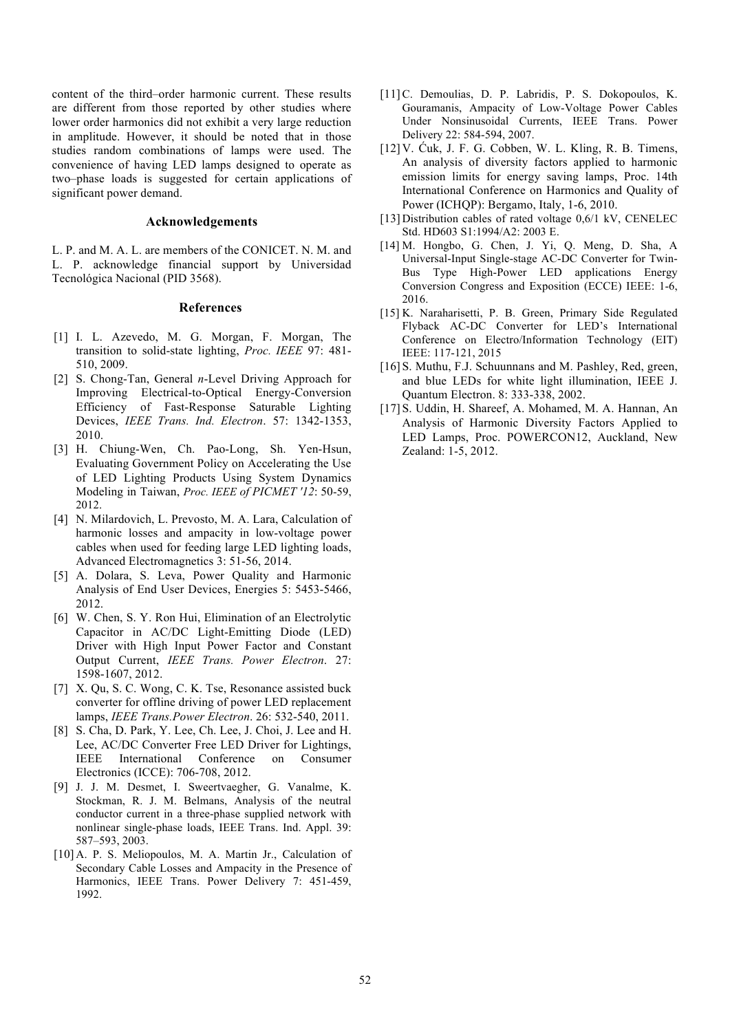content of the third–order harmonic current. These results are different from those reported by other studies where lower order harmonics did not exhibit a very large reduction in amplitude. However, it should be noted that in those studies random combinations of lamps were used. The convenience of having LED lamps designed to operate as two–phase loads is suggested for certain applications of significant power demand.

## Acknowledgements

L. P. and M. A. L. are members of the CONICET. N. M. and L. P. acknowledge financial support by Universidad Tecnológica Nacional (PID 3568).

## References

[1] I. L. Azevedo, M. G. Morgan, F. Morgan, The transition to solid-state lighting, *Proc. IEEE* 97: 481-510, 2009.

[2] S. Chong-Tan, General *n*-Level Driving Approach for Improving Electrical-to-Optical Energy-Conversion Efficiency of Fast-Response Saturable Lighting Devices, *IEEE Trans. Ind. Electron*. 57: 1342-1353, 2010.

[3] H. Chiung-Wen, Ch. Pao-Long, Sh. Yen-Hsun, Evaluating Government Policy on Accelerating the Use of LED Lighting Products Using System Dynamics Modeling in Taiwan, *Proc. IEEE of PICMET '12*: 50-59, 2012.

[4] N. Milardovich, L. Prevosto, M. A. Lara, Calculation of harmonic losses and ampacity in low-voltage power cables when used for feeding large LED lighting loads, Advanced Electromagnetics 3: 51-56, 2014.

[5] A. Dolara, S. Leva, Power Quality and Harmonic Analysis of End User Devices, Energies 5: 5453-5466, 2012.

[6] W. Chen, S. Y. Ron Hui, Elimination of an Electrolytic Capacitor in AC/DC Light-Emitting Diode (LED) Driver with High Input Power Factor and Constant Output Current, *IEEE Trans. Power Electron*. 27: 1598-1607, 2012.

[7] X. Qu, S. C. Wong, C. K. Tse, Resonance assisted buck converter for offline driving of power LED replacement lamps, *IEEE Trans.Power Electron*. 26: 532-540, 2011.

[8] S. Cha, D. Park, Y. Lee, Ch. Lee, J. Choi, J. Lee and H. Lee, AC/DC Converter Free LED Driver for Lightings, IEEE International Conference on Consumer Electronics (ICCE): 706-708, 2012.

[9] J. J. M. Desmet, I. Sweertvaegher, G. Vanalme, K. Stockman, R. J. M. Belmans, Analysis of the neutral conductor current in a three-phase supplied network with nonlinear single-phase loads, IEEE Trans. Ind. Appl. 39: 587–593, 2003.

[10] A. P. S. Meliopoulos, M. A. Martin Jr., Calculation of Secondary Cable Losses and Ampacity in the Presence of Harmonics, IEEE Trans. Power Delivery 7: 451-459, 1992.

[11] C. Demoulias, D. P. Labridis, P. S. Dokopoulos, K. Gouramanis, Ampacity of Low-Voltage Power Cables Under Nonsinusoidal Currents, IEEE Trans. Power Delivery 22: 584-594, 2007.

[12] V. Ćuk, J. F. G. Cobben, W. L. Kling, R. B. Timens, An analysis of diversity factors applied to harmonic emission limits for energy saving lamps, Proc. 14th International Conference on Harmonics and Quality of Power (ICHQP): Bergamo, Italy, 1-6, 2010.

[13] Distribution cables of rated voltage 0,6/1 kV, CENELEC Std. HD603 S1:1994/A2: 2003 E.

[14] M. Hongbo, G. Chen, J. Yi, Q. Meng, D. Sha, A Universal-Input Single-stage AC-DC Converter for Twin-Bus Type High-Power LED applications Energy Conversion Congress and Exposition (ECCE) IEEE: 1-6, 2016.

[15] K. Naraharisetti, P. B. Green, Primary Side Regulated Flyback AC-DC Converter for LED's International Conference on Electro/Information Technology (EIT) IEEE: 117-121, 2015

[16] S. Muthu, F.J. Schuunnans and M. Pashley, Red, green, and blue LEDs for white light illumination, IEEE J. Quantum Electron. 8: 333-338, 2002.

[17] S. Uddin, H. Shareef, A. Mohamed, M. A. Hannan, An Analysis of Harmonic Diversity Factors Applied to LED Lamps, Proc. POWERCON12, Auckland, New Zealand: 1-5, 2012.